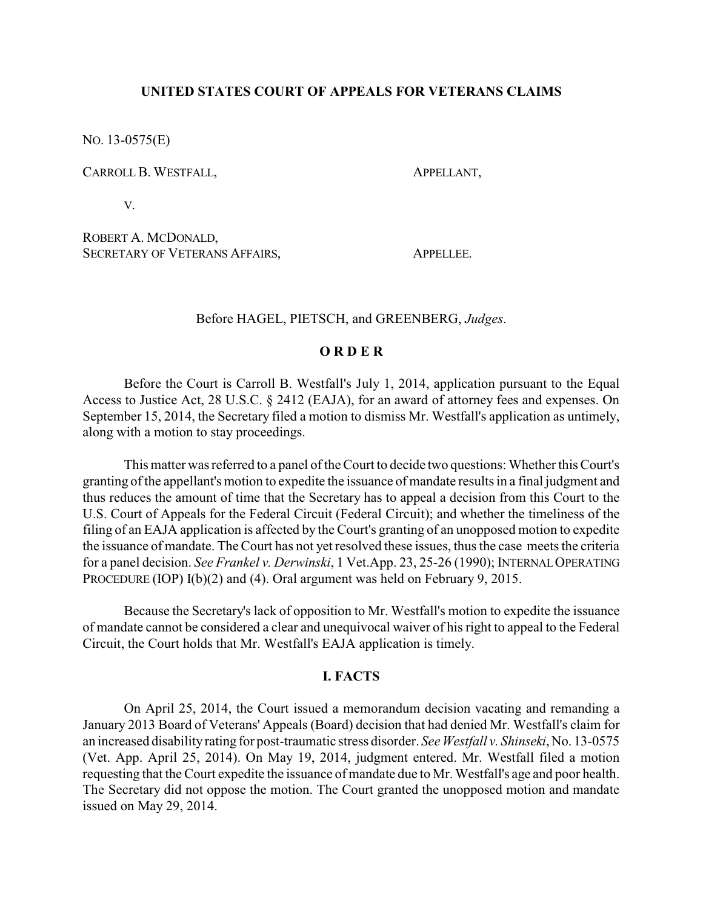**UNITED STATES COURT OF APPEALS FOR VETERANS CLAIMS**

NO. 13-0575(E)

CARROLL B. WESTFALL, APPELLANT,

V.

ROBERT A. MCDONALD,
SECRETARY OF VETERANS AFFAIRS, APPELLEE.

Before HAGEL, PIETSCH, and GREENBERG, *Judges*.

**O R D E R**

Before the Court is Carroll B. Westfall's July 1, 2014, application pursuant to the Equal Access to Justice Act, 28 U.S.C. § 2412 (EAJA), for an award of attorney fees and expenses. On September 15, 2014, the Secretary filed a motion to dismiss Mr. Westfall's application as untimely, along with a motion to stay proceedings.

This matter was referred to a panel of the Court to decide two questions: Whether this Court's granting of the appellant's motion to expedite the issuance of mandate results in a final judgment and thus reduces the amount of time that the Secretary has to appeal a decision from this Court to the U.S. Court of Appeals for the Federal Circuit (Federal Circuit); and whether the timeliness of the filing of an EAJA application is affected by the Court's granting of an unopposed motion to expedite the issuance of mandate. The Court has not yet resolved these issues, thus the case meets the criteria for a panel decision. *See Frankel v. Derwinski*, 1 Vet.App. 23, 25-26 (1990); INTERNAL OPERATING PROCEDURE (IOP) I(b)(2) and (4). Oral argument was held on February 9, 2015.

Because the Secretary's lack of opposition to Mr. Westfall's motion to expedite the issuance of mandate cannot be considered a clear and unequivocal waiver of his right to appeal to the Federal Circuit, the Court holds that Mr. Westfall's EAJA application is timely.

**I. FACTS**

On April 25, 2014, the Court issued a memorandum decision vacating and remanding a January 2013 Board of Veterans' Appeals (Board) decision that had denied Mr. Westfall's claim for an increased disability rating for post-traumatic stress disorder. *See Westfall v. Shinseki*, No. 13-0575 (Vet. App. April 25, 2014). On May 19, 2014, judgment entered. Mr. Westfall filed a motion requesting that the Court expedite the issuance of mandate due to Mr. Westfall's age and poor health. The Secretary did not oppose the motion. The Court granted the unopposed motion and mandate issued on May 29, 2014.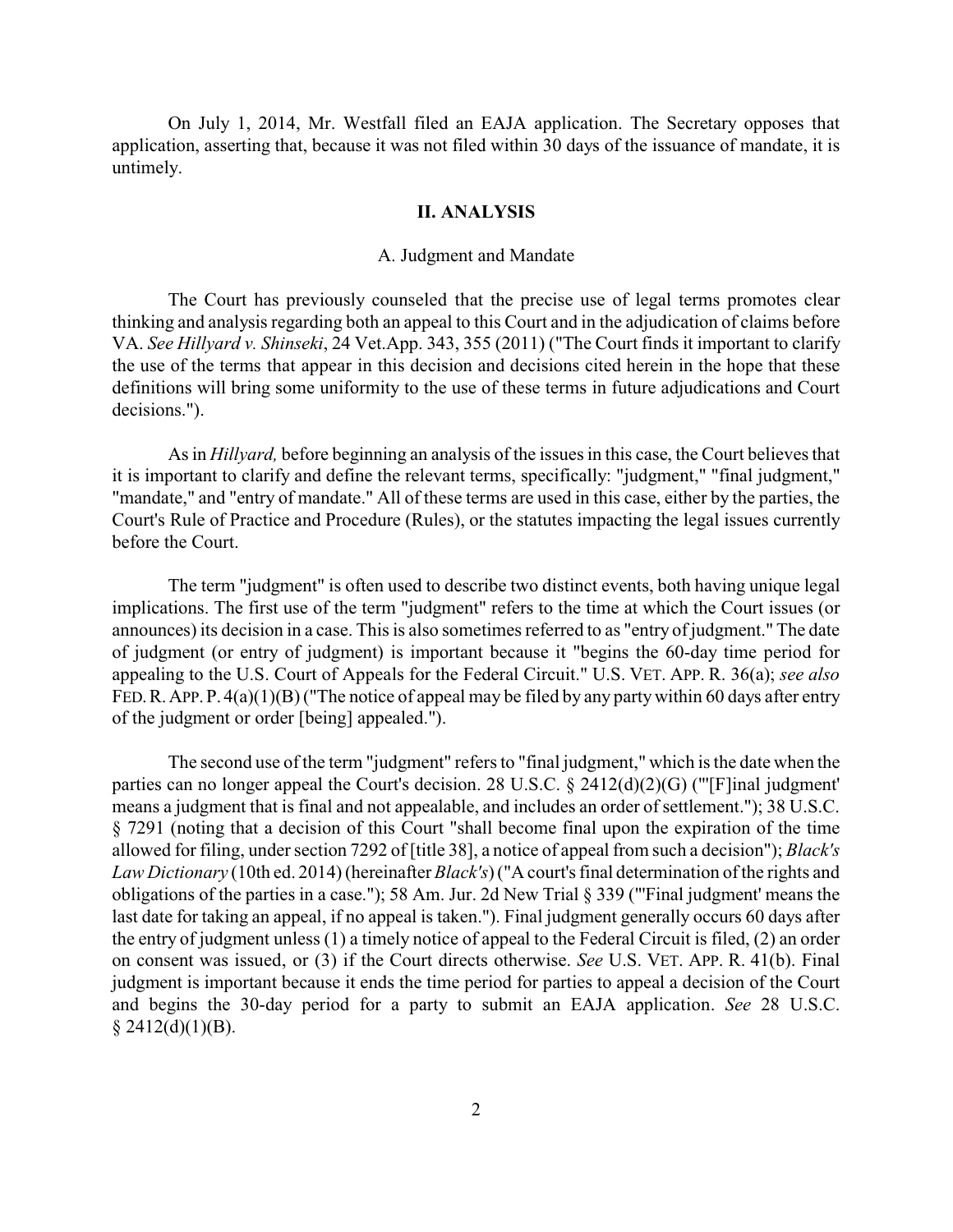On July 1, 2014, Mr. Westfall filed an EAJA application. The Secretary opposes that application, asserting that, because it was not filed within 30 days of the issuance of mandate, it is untimely.

## II. ANALYSIS

### A. Judgment and Mandate

The Court has previously counseled that the precise use of legal terms promotes clear thinking and analysis regarding both an appeal to this Court and in the adjudication of claims before VA. *See Hillyard v. Shinseki*, 24 Vet.App. 343, 355 (2011) ("The Court finds it important to clarify the use of the terms that appear in this decision and decisions cited herein in the hope that these definitions will bring some uniformity to the use of these terms in future adjudications and Court decisions.").

As in *Hillyard,* before beginning an analysis of the issues in this case, the Court believes that it is important to clarify and define the relevant terms, specifically: "judgment," "final judgment," "mandate," and "entry of mandate." All of these terms are used in this case, either by the parties, the Court's Rule of Practice and Procedure (Rules), or the statutes impacting the legal issues currently before the Court.

The term "judgment" is often used to describe two distinct events, both having unique legal implications. The first use of the term "judgment" refers to the time at which the Court issues (or announces) its decision in a case. This is also sometimes referred to as "entry of judgment." The date of judgment (or entry of judgment) is important because it "begins the 60-day time period for appealing to the U.S. Court of Appeals for the Federal Circuit." U.S. VET. APP. R. 36(a); *see also* FED. R. APP. P. 4(a)(1)(B) ("The notice of appeal may be filed by any party within 60 days after entry of the judgment or order [being] appealed.").

The second use of the term "judgment" refers to "final judgment," which is the date when the parties can no longer appeal the Court's decision. 28 U.S.C. § 2412(d)(2)(G) ("'[F]inal judgment' means a judgment that is final and not appealable, and includes an order of settlement."); 38 U.S.C. § 7291 (noting that a decision of this Court "shall become final upon the expiration of the time allowed for filing, under section 7292 of [title 38], a notice of appeal from such a decision"); *Black's Law Dictionary* (10th ed. 2014) (hereinafter *Black's*) ("A court's final determination of the rights and obligations of the parties in a case."); 58 Am. Jur. 2d New Trial § 339 ("'Final judgment' means the last date for taking an appeal, if no appeal is taken."). Final judgment generally occurs 60 days after the entry of judgment unless (1) a timely notice of appeal to the Federal Circuit is filed, (2) an order on consent was issued, or (3) if the Court directs otherwise. *See* U.S. VET. APP. R. 41(b). Final judgment is important because it ends the time period for parties to appeal a decision of the Court and begins the 30-day period for a party to submit an EAJA application. *See* 28 U.S.C. § 2412(d)(1)(B).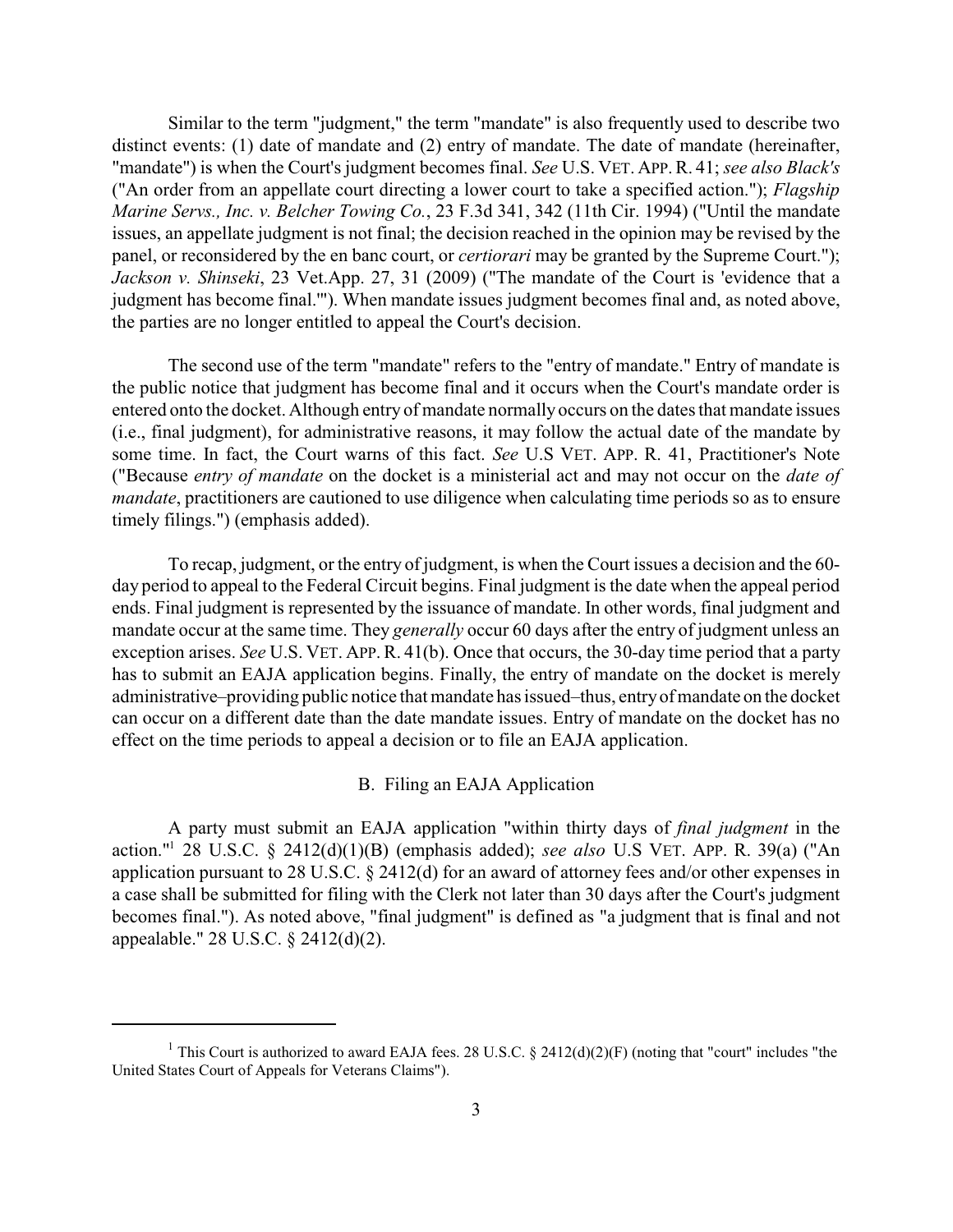Similar to the term "judgment," the term "mandate" is also frequently used to describe two distinct events: (1) date of mandate and (2) entry of mandate. The date of mandate (hereinafter, "mandate") is when the Court's judgment becomes final. *See* U.S. VET. APP. R. 41; *see also Black's* ("An order from an appellate court directing a lower court to take a specified action."); *Flagship Marine Servs., Inc. v. Belcher Towing Co.*, 23 F.3d 341, 342 (11th Cir. 1994) ("Until the mandate issues, an appellate judgment is not final; the decision reached in the opinion may be revised by the panel, or reconsidered by the en banc court, or *certiorari* may be granted by the Supreme Court."); *Jackson v. Shinseki*, 23 Vet.App. 27, 31 (2009) ("The mandate of the Court is 'evidence that a judgment has become final.'"). When mandate issues judgment becomes final and, as noted above, the parties are no longer entitled to appeal the Court's decision.

The second use of the term "mandate" refers to the "entry of mandate." Entry of mandate is the public notice that judgment has become final and it occurs when the Court's mandate order is entered onto the docket. Although entry of mandate normally occurs on the dates that mandate issues (i.e., final judgment), for administrative reasons, it may follow the actual date of the mandate by some time. In fact, the Court warns of this fact. *See* U.S VET. APP. R. 41, Practitioner's Note ("Because *entry of mandate* on the docket is a ministerial act and may not occur on the *date of mandate*, practitioners are cautioned to use diligence when calculating time periods so as to ensure timely filings.") (emphasis added).

To recap, judgment, or the entry of judgment, is when the Court issues a decision and the 60-day period to appeal to the Federal Circuit begins. Final judgment is the date when the appeal period ends. Final judgment is represented by the issuance of mandate. In other words, final judgment and mandate occur at the same time. They *generally* occur 60 days after the entry of judgment unless an exception arises. *See* U.S. VET. APP. R. 41(b). Once that occurs, the 30-day time period that a party has to submit an EAJA application begins. Finally, the entry of mandate on the docket is merely administrative–providing public notice that mandate has issued–thus, entry of mandate on the docket can occur on a different date than the date mandate issues. Entry of mandate on the docket has no effect on the time periods to appeal a decision or to file an EAJA application.

## B. Filing an EAJA Application

A party must submit an EAJA application "within thirty days of *final judgment* in the action."[1] 28 U.S.C. § 2412(d)(1)(B) (emphasis added); *see also* U.S VET. APP. R. 39(a) ("An application pursuant to 28 U.S.C. § 2412(d) for an award of attorney fees and/or other expenses in a case shall be submitted for filing with the Clerk not later than 30 days after the Court's judgment becomes final."). As noted above, "final judgment" is defined as "a judgment that is final and not appealable." 28 U.S.C. § 2412(d)(2).

---

[1] This Court is authorized to award EAJA fees. 28 U.S.C. § 2412(d)(2)(F) (noting that "court" includes "the United States Court of Appeals for Veterans Claims").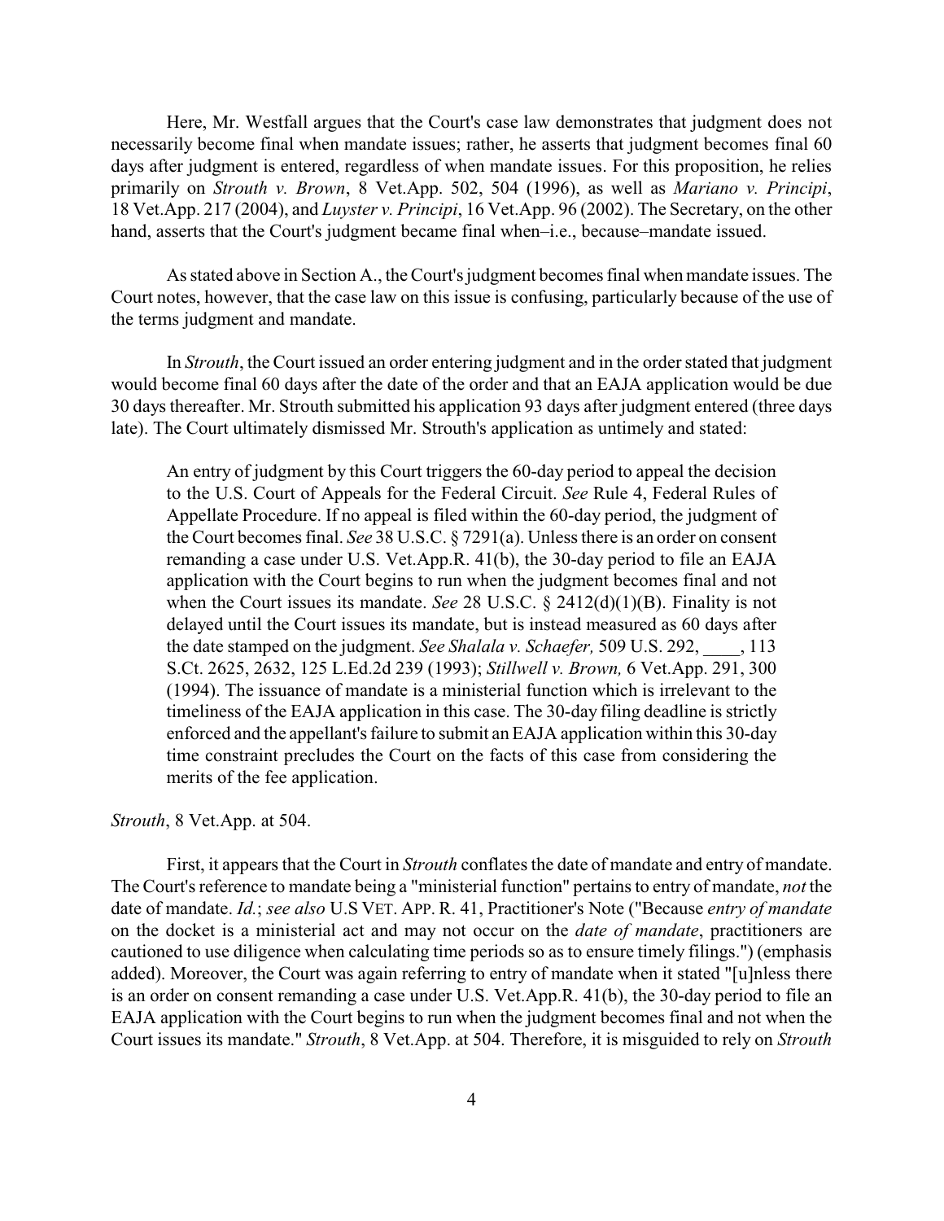Here, Mr. Westfall argues that the Court's case law demonstrates that judgment does not necessarily become final when mandate issues; rather, he asserts that judgment becomes final 60 days after judgment is entered, regardless of when mandate issues. For this proposition, he relies primarily on *Strouth v. Brown*, 8 Vet.App. 502, 504 (1996), as well as *Mariano v. Principi*, 18 Vet.App. 217 (2004), and *Luyster v. Principi*, 16 Vet.App. 96 (2002). The Secretary, on the other hand, asserts that the Court's judgment became final when–i.e., because–mandate issued.

As stated above in Section A., the Court's judgment becomes final when mandate issues. The Court notes, however, that the case law on this issue is confusing, particularly because of the use of the terms judgment and mandate.

In *Strouth*, the Court issued an order entering judgment and in the order stated that judgment would become final 60 days after the date of the order and that an EAJA application would be due 30 days thereafter. Mr. Strouth submitted his application 93 days after judgment entered (three days late). The Court ultimately dismissed Mr. Strouth's application as untimely and stated:

> An entry of judgment by this Court triggers the 60-day period to appeal the decision to the U.S. Court of Appeals for the Federal Circuit. *See* Rule 4, Federal Rules of Appellate Procedure. If no appeal is filed within the 60-day period, the judgment of the Court becomes final. *See* 38 U.S.C. § 7291(a). Unless there is an order on consent remanding a case under U.S. Vet.App.R. 41(b), the 30-day period to file an EAJA application with the Court begins to run when the judgment becomes final and not when the Court issues its mandate. *See* 28 U.S.C. § 2412(d)(1)(B). Finality is not delayed until the Court issues its mandate, but is instead measured as 60 days after the date stamped on the judgment. *See Shalala v. Schaefer,* 509 U.S. 292, ____, 113 S.Ct. 2625, 2632, 125 L.Ed.2d 239 (1993); *Stillwell v. Brown,* 6 Vet.App. 291, 300 (1994). The issuance of mandate is a ministerial function which is irrelevant to the timeliness of the EAJA application in this case. The 30-day filing deadline is strictly enforced and the appellant's failure to submit an EAJA application within this 30-day time constraint precludes the Court on the facts of this case from considering the merits of the fee application.

*Strouth*, 8 Vet.App. at 504.

First, it appears that the Court in *Strouth* conflates the date of mandate and entry of mandate. The Court's reference to mandate being a "ministerial function" pertains to entry of mandate, *not* the date of mandate. *Id.*; *see also* U.S VET. APP. R. 41, Practitioner's Note ("Because *entry of mandate* on the docket is a ministerial act and may not occur on the *date of mandate*, practitioners are cautioned to use diligence when calculating time periods so as to ensure timely filings.") (emphasis added). Moreover, the Court was again referring to entry of mandate when it stated "[u]nless there is an order on consent remanding a case under U.S. Vet.App.R. 41(b), the 30-day period to file an EAJA application with the Court begins to run when the judgment becomes final and not when the Court issues its mandate." *Strouth*, 8 Vet.App. at 504. Therefore, it is misguided to rely on *Strouth*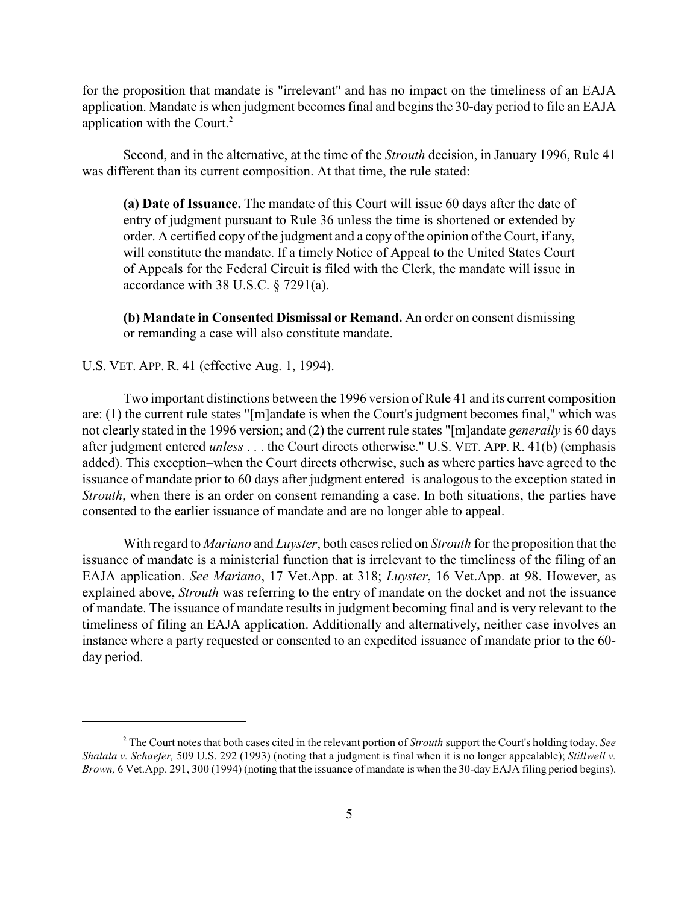for the proposition that mandate is "irrelevant" and has no impact on the timeliness of an EAJA application. Mandate is when judgment becomes final and begins the 30-day period to file an EAJA application with the Court.[2]

Second, and in the alternative, at the time of the *Strouth* decision, in January 1996, Rule 41 was different than its current composition. At that time, the rule stated:

> **(a) Date of Issuance.** The mandate of this Court will issue 60 days after the date of entry of judgment pursuant to Rule 36 unless the time is shortened or extended by order. A certified copy of the judgment and a copy of the opinion of the Court, if any, will constitute the mandate. If a timely Notice of Appeal to the United States Court of Appeals for the Federal Circuit is filed with the Clerk, the mandate will issue in accordance with 38 U.S.C. § 7291(a).
>
> **(b) Mandate in Consented Dismissal or Remand.** An order on consent dismissing or remanding a case will also constitute mandate.

U.S. VET. APP. R. 41 (effective Aug. 1, 1994).

Two important distinctions between the 1996 version of Rule 41 and its current composition are: (1) the current rule states "[m]andate is when the Court's judgment becomes final," which was not clearly stated in the 1996 version; and (2) the current rule states "[m]andate *generally* is 60 days after judgment entered *unless* . . . the Court directs otherwise." U.S. VET. APP. R. 41(b) (emphasis added). This exception–when the Court directs otherwise, such as where parties have agreed to the issuance of mandate prior to 60 days after judgment entered–is analogous to the exception stated in *Strouth*, when there is an order on consent remanding a case. In both situations, the parties have consented to the earlier issuance of mandate and are no longer able to appeal.

With regard to *Mariano* and *Luyster*, both cases relied on *Strouth* for the proposition that the issuance of mandate is a ministerial function that is irrelevant to the timeliness of the filing of an EAJA application. *See Mariano*, 17 Vet.App. at 318; *Luyster*, 16 Vet.App. at 98. However, as explained above, *Strouth* was referring to the entry of mandate on the docket and not the issuance of mandate. The issuance of mandate results in judgment becoming final and is very relevant to the timeliness of filing an EAJA application. Additionally and alternatively, neither case involves an instance where a party requested or consented to an expedited issuance of mandate prior to the 60-day period.

---

[2] The Court notes that both cases cited in the relevant portion of *Strouth* support the Court's holding today. *See Shalala v. Schaefer,* 509 U.S. 292 (1993) (noting that a judgment is final when it is no longer appealable); *Stillwell v. Brown,* 6 Vet.App. 291, 300 (1994) (noting that the issuance of mandate is when the 30-day EAJA filing period begins).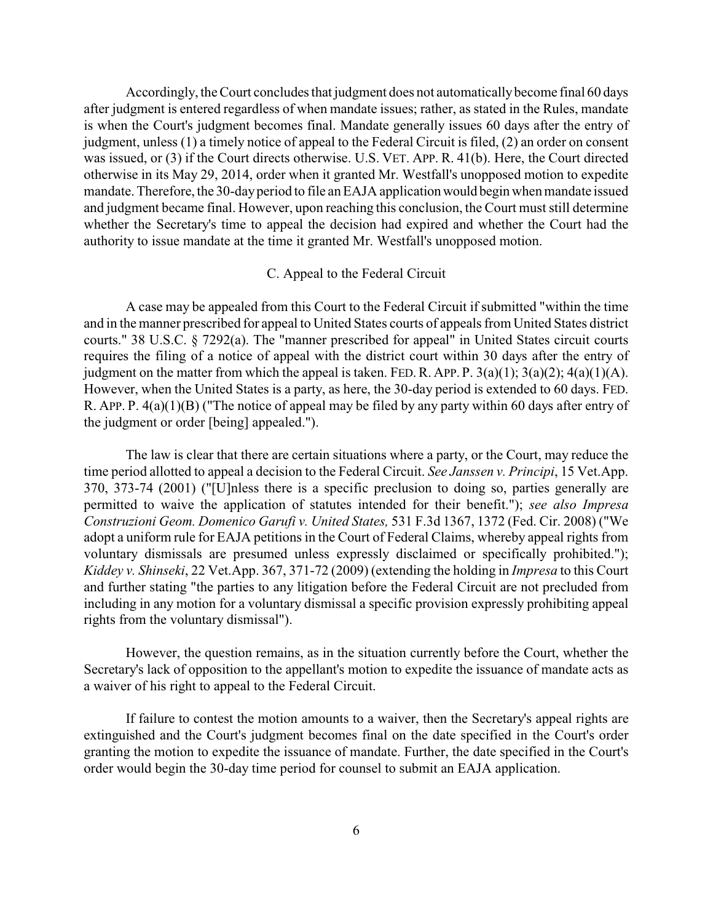Accordingly, the Court concludes that judgment does not automatically become final 60 days after judgment is entered regardless of when mandate issues; rather, as stated in the Rules, mandate is when the Court's judgment becomes final. Mandate generally issues 60 days after the entry of judgment, unless (1) a timely notice of appeal to the Federal Circuit is filed, (2) an order on consent was issued, or (3) if the Court directs otherwise. U.S. VET. APP. R. 41(b). Here, the Court directed otherwise in its May 29, 2014, order when it granted Mr. Westfall's unopposed motion to expedite mandate. Therefore, the 30-day period to file an EAJA application would begin when mandate issued and judgment became final. However, upon reaching this conclusion, the Court must still determine whether the Secretary's time to appeal the decision had expired and whether the Court had the authority to issue mandate at the time it granted Mr. Westfall's unopposed motion.

### C. Appeal to the Federal Circuit

A case may be appealed from this Court to the Federal Circuit if submitted "within the time and in the manner prescribed for appeal to United States courts of appeals from United States district courts." 38 U.S.C. § 7292(a). The "manner prescribed for appeal" in United States circuit courts requires the filing of a notice of appeal with the district court within 30 days after the entry of judgment on the matter from which the appeal is taken. FED. R. APP. P. 3(a)(1); 3(a)(2); 4(a)(1)(A). However, when the United States is a party, as here, the 30-day period is extended to 60 days. FED. R. APP. P. 4(a)(1)(B) ("The notice of appeal may be filed by any party within 60 days after entry of the judgment or order [being] appealed.").

The law is clear that there are certain situations where a party, or the Court, may reduce the time period allotted to appeal a decision to the Federal Circuit. *See Janssen v. Principi*, 15 Vet.App. 370, 373-74 (2001) ("[U]nless there is a specific preclusion to doing so, parties generally are permitted to waive the application of statutes intended for their benefit."); *see also Impresa Construzioni Geom. Domenico Garufi v. United States,* 531 F.3d 1367, 1372 (Fed. Cir. 2008) ("We adopt a uniform rule for EAJA petitions in the Court of Federal Claims, whereby appeal rights from voluntary dismissals are presumed unless expressly disclaimed or specifically prohibited."); *Kiddey v. Shinseki*, 22 Vet.App. 367, 371-72 (2009) (extending the holding in *Impresa* to this Court and further stating "the parties to any litigation before the Federal Circuit are not precluded from including in any motion for a voluntary dismissal a specific provision expressly prohibiting appeal rights from the voluntary dismissal").

However, the question remains, as in the situation currently before the Court, whether the Secretary's lack of opposition to the appellant's motion to expedite the issuance of mandate acts as a waiver of his right to appeal to the Federal Circuit.

If failure to contest the motion amounts to a waiver, then the Secretary's appeal rights are extinguished and the Court's judgment becomes final on the date specified in the Court's order granting the motion to expedite the issuance of mandate. Further, the date specified in the Court's order would begin the 30-day time period for counsel to submit an EAJA application.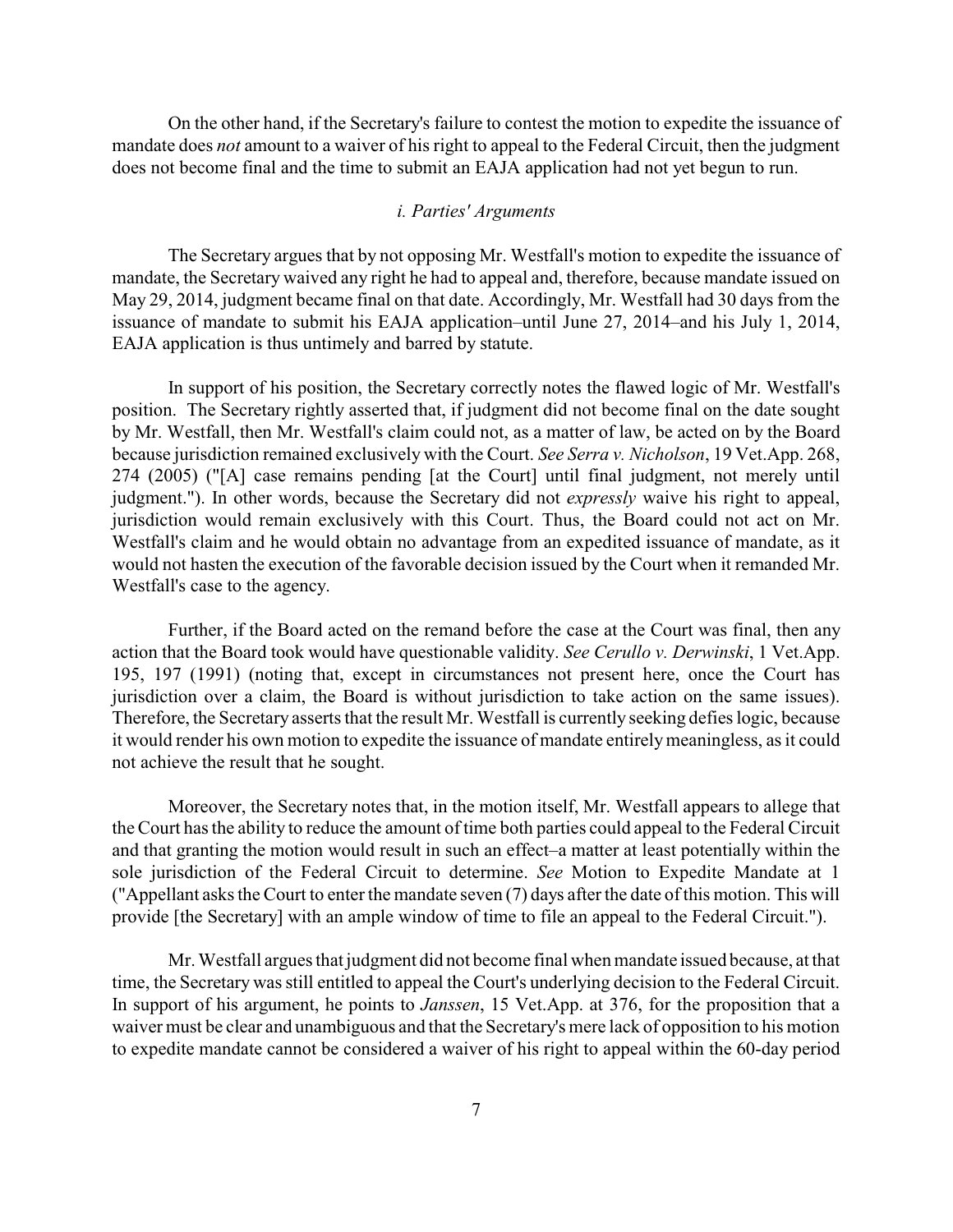On the other hand, if the Secretary's failure to contest the motion to expedite the issuance of mandate does *not* amount to a waiver of his right to appeal to the Federal Circuit, then the judgment does not become final and the time to submit an EAJA application had not yet begun to run.

### *i. Parties' Arguments*

The Secretary argues that by not opposing Mr. Westfall's motion to expedite the issuance of mandate, the Secretary waived any right he had to appeal and, therefore, because mandate issued on May 29, 2014, judgment became final on that date. Accordingly, Mr. Westfall had 30 days from the issuance of mandate to submit his EAJA application–until June 27, 2014–and his July 1, 2014, EAJA application is thus untimely and barred by statute.

In support of his position, the Secretary correctly notes the flawed logic of Mr. Westfall's position. The Secretary rightly asserted that, if judgment did not become final on the date sought by Mr. Westfall, then Mr. Westfall's claim could not, as a matter of law, be acted on by the Board because jurisdiction remained exclusively with the Court. *See Serra v. Nicholson*, 19 Vet.App. 268, 274 (2005) ("[A] case remains pending [at the Court] until final judgment, not merely until judgment."). In other words, because the Secretary did not *expressly* waive his right to appeal, jurisdiction would remain exclusively with this Court. Thus, the Board could not act on Mr. Westfall's claim and he would obtain no advantage from an expedited issuance of mandate, as it would not hasten the execution of the favorable decision issued by the Court when it remanded Mr. Westfall's case to the agency.

Further, if the Board acted on the remand before the case at the Court was final, then any action that the Board took would have questionable validity. *See Cerullo v. Derwinski*, 1 Vet.App. 195, 197 (1991) (noting that, except in circumstances not present here, once the Court has jurisdiction over a claim, the Board is without jurisdiction to take action on the same issues). Therefore, the Secretary asserts that the result Mr. Westfall is currently seeking defies logic, because it would render his own motion to expedite the issuance of mandate entirely meaningless, as it could not achieve the result that he sought.

Moreover, the Secretary notes that, in the motion itself, Mr. Westfall appears to allege that the Court has the ability to reduce the amount of time both parties could appeal to the Federal Circuit and that granting the motion would result in such an effect–a matter at least potentially within the sole jurisdiction of the Federal Circuit to determine. *See* Motion to Expedite Mandate at 1 ("Appellant asks the Court to enter the mandate seven (7) days after the date of this motion. This will provide [the Secretary] with an ample window of time to file an appeal to the Federal Circuit.").

Mr. Westfall argues that judgment did not become final when mandate issued because, at that time, the Secretary was still entitled to appeal the Court's underlying decision to the Federal Circuit. In support of his argument, he points to *Janssen*, 15 Vet.App. at 376, for the proposition that a waiver must be clear and unambiguous and that the Secretary's mere lack of opposition to his motion to expedite mandate cannot be considered a waiver of his right to appeal within the 60-day period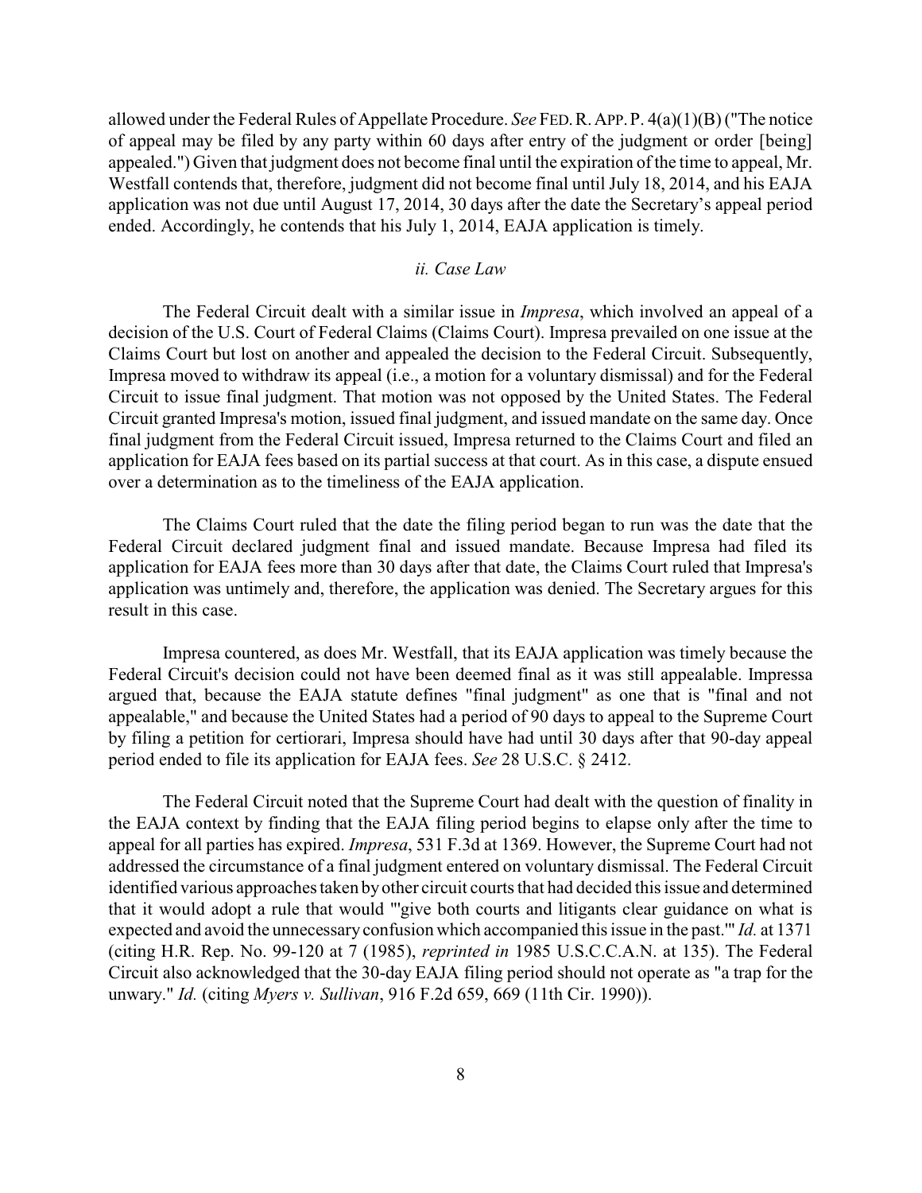allowed under the Federal Rules of Appellate Procedure. *See* FED. R. APP. P. 4(a)(1)(B) ("The notice of appeal may be filed by any party within 60 days after entry of the judgment or order [being] appealed.") Given that judgment does not become final until the expiration of the time to appeal, Mr. Westfall contends that, therefore, judgment did not become final until July 18, 2014, and his EAJA application was not due until August 17, 2014, 30 days after the date the Secretary's appeal period ended. Accordingly, he contends that his July 1, 2014, EAJA application is timely.

### *ii. Case Law*

The Federal Circuit dealt with a similar issue in *Impresa*, which involved an appeal of a decision of the U.S. Court of Federal Claims (Claims Court). Impresa prevailed on one issue at the Claims Court but lost on another and appealed the decision to the Federal Circuit. Subsequently, Impresa moved to withdraw its appeal (i.e., a motion for a voluntary dismissal) and for the Federal Circuit to issue final judgment. That motion was not opposed by the United States. The Federal Circuit granted Impresa's motion, issued final judgment, and issued mandate on the same day. Once final judgment from the Federal Circuit issued, Impresa returned to the Claims Court and filed an application for EAJA fees based on its partial success at that court. As in this case, a dispute ensued over a determination as to the timeliness of the EAJA application.

The Claims Court ruled that the date the filing period began to run was the date that the Federal Circuit declared judgment final and issued mandate. Because Impresa had filed its application for EAJA fees more than 30 days after that date, the Claims Court ruled that Impresa's application was untimely and, therefore, the application was denied. The Secretary argues for this result in this case.

Impresa countered, as does Mr. Westfall, that its EAJA application was timely because the Federal Circuit's decision could not have been deemed final as it was still appealable. Impressa argued that, because the EAJA statute defines "final judgment" as one that is "final and not appealable," and because the United States had a period of 90 days to appeal to the Supreme Court by filing a petition for certiorari, Impresa should have had until 30 days after that 90-day appeal period ended to file its application for EAJA fees. *See* 28 U.S.C. § 2412.

The Federal Circuit noted that the Supreme Court had dealt with the question of finality in the EAJA context by finding that the EAJA filing period begins to elapse only after the time to appeal for all parties has expired. *Impresa*, 531 F.3d at 1369. However, the Supreme Court had not addressed the circumstance of a final judgment entered on voluntary dismissal. The Federal Circuit identified various approaches taken by other circuit courts that had decided this issue and determined that it would adopt a rule that would "'give both courts and litigants clear guidance on what is expected and avoid the unnecessary confusion which accompanied this issue in the past.'" *Id.* at 1371 (citing H.R. Rep. No. 99-120 at 7 (1985), *reprinted in* 1985 U.S.C.C.A.N. at 135). The Federal Circuit also acknowledged that the 30-day EAJA filing period should not operate as "a trap for the unwary." *Id.* (citing *Myers v. Sullivan*, 916 F.2d 659, 669 (11th Cir. 1990)).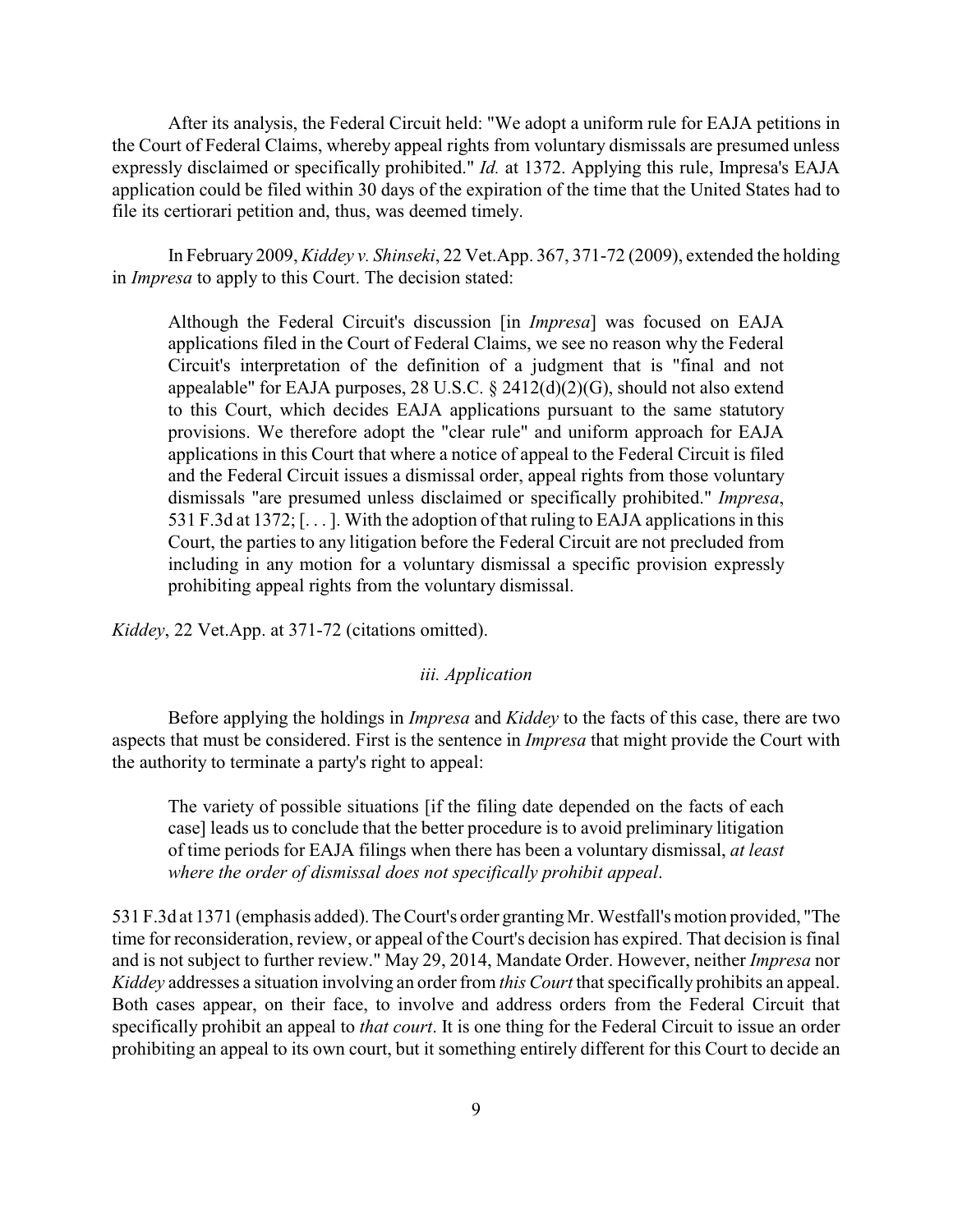After its analysis, the Federal Circuit held: "We adopt a uniform rule for EAJA petitions in the Court of Federal Claims, whereby appeal rights from voluntary dismissals are presumed unless expressly disclaimed or specifically prohibited." *Id.* at 1372. Applying this rule, Impresa's EAJA application could be filed within 30 days of the expiration of the time that the United States had to file its certiorari petition and, thus, was deemed timely.

In February 2009, *Kiddey v. Shinseki*, 22 Vet.App. 367, 371-72 (2009), extended the holding in *Impresa* to apply to this Court. The decision stated:

> Although the Federal Circuit's discussion [in *Impresa*] was focused on EAJA applications filed in the Court of Federal Claims, we see no reason why the Federal Circuit's interpretation of the definition of a judgment that is "final and not appealable" for EAJA purposes, 28 U.S.C. § 2412(d)(2)(G), should not also extend to this Court, which decides EAJA applications pursuant to the same statutory provisions. We therefore adopt the "clear rule" and uniform approach for EAJA applications in this Court that where a notice of appeal to the Federal Circuit is filed and the Federal Circuit issues a dismissal order, appeal rights from those voluntary dismissals "are presumed unless disclaimed or specifically prohibited." *Impresa*, 531 F.3d at 1372; [. . . ]. With the adoption of that ruling to EAJA applications in this Court, the parties to any litigation before the Federal Circuit are not precluded from including in any motion for a voluntary dismissal a specific provision expressly prohibiting appeal rights from the voluntary dismissal.

*Kiddey*, 22 Vet.App. at 371-72 (citations omitted).

### *iii. Application*

Before applying the holdings in *Impresa* and *Kiddey* to the facts of this case, there are two aspects that must be considered. First is the sentence in *Impresa* that might provide the Court with the authority to terminate a party's right to appeal:

> The variety of possible situations [if the filing date depended on the facts of each case] leads us to conclude that the better procedure is to avoid preliminary litigation of time periods for EAJA filings when there has been a voluntary dismissal, *at least where the order of dismissal does not specifically prohibit appeal*.

531 F.3d at 1371 (emphasis added). The Court's order granting Mr. Westfall's motion provided, "The time for reconsideration, review, or appeal of the Court's decision has expired. That decision is final and is not subject to further review." May 29, 2014, Mandate Order. However, neither *Impresa* nor *Kiddey* addresses a situation involving an order from *this Court* that specifically prohibits an appeal. Both cases appear, on their face, to involve and address orders from the Federal Circuit that specifically prohibit an appeal to *that court*. It is one thing for the Federal Circuit to issue an order prohibiting an appeal to its own court, but it something entirely different for this Court to decide an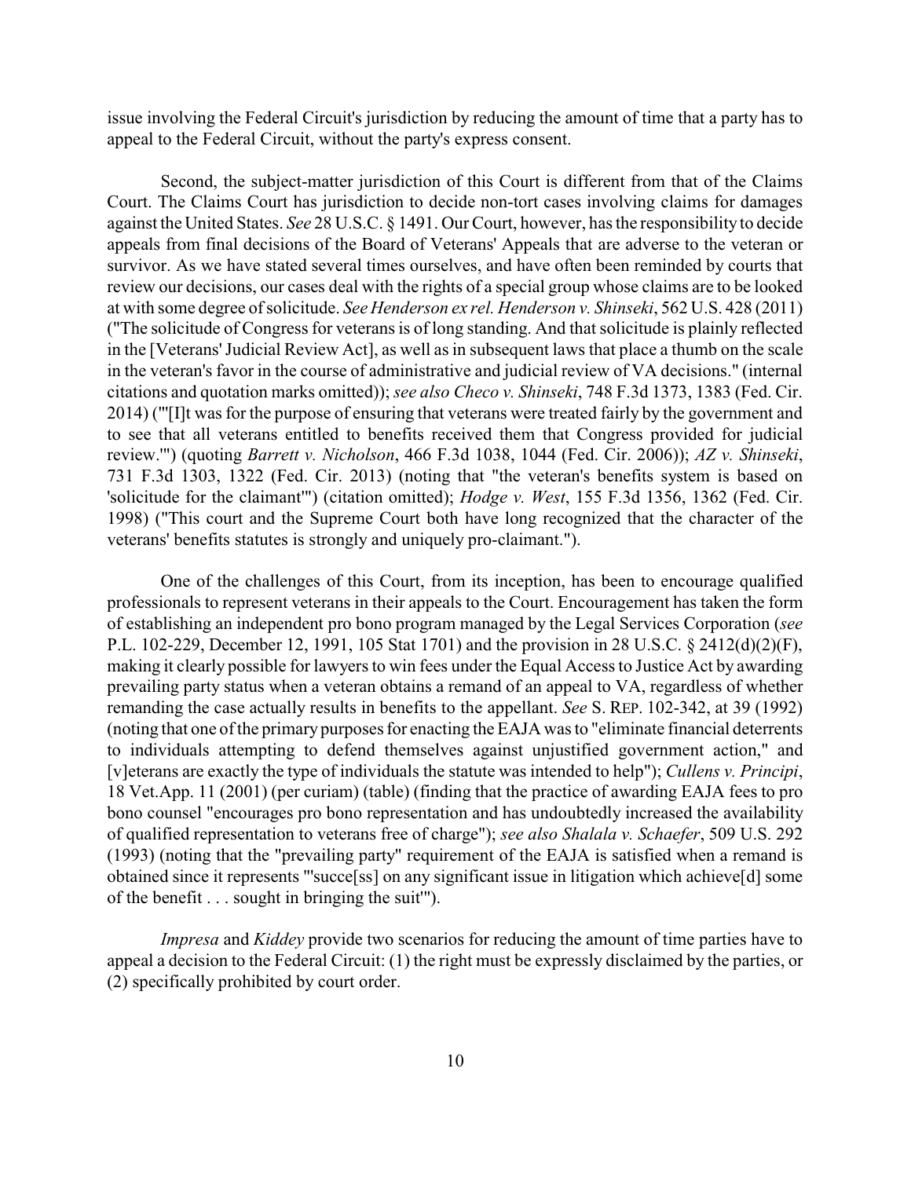issue involving the Federal Circuit's jurisdiction by reducing the amount of time that a party has to appeal to the Federal Circuit, without the party's express consent.

Second, the subject-matter jurisdiction of this Court is different from that of the Claims Court. The Claims Court has jurisdiction to decide non-tort cases involving claims for damages against the United States. *See* 28 U.S.C. § 1491. Our Court, however, has the responsibility to decide appeals from final decisions of the Board of Veterans' Appeals that are adverse to the veteran or survivor. As we have stated several times ourselves, and have often been reminded by courts that review our decisions, our cases deal with the rights of a special group whose claims are to be looked at with some degree of solicitude. *See Henderson ex rel. Henderson v. Shinseki*, 562 U.S. 428 (2011) ("The solicitude of Congress for veterans is of long standing. And that solicitude is plainly reflected in the [Veterans' Judicial Review Act], as well as in subsequent laws that place a thumb on the scale in the veteran's favor in the course of administrative and judicial review of VA decisions." (internal citations and quotation marks omitted)); *see also Checo v. Shinseki*, 748 F.3d 1373, 1383 (Fed. Cir. 2014) ("'[I]t was for the purpose of ensuring that veterans were treated fairly by the government and to see that all veterans entitled to benefits received them that Congress provided for judicial review.'") (quoting *Barrett v. Nicholson*, 466 F.3d 1038, 1044 (Fed. Cir. 2006)); *AZ v. Shinseki*, 731 F.3d 1303, 1322 (Fed. Cir. 2013) (noting that "the veteran's benefits system is based on 'solicitude for the claimant'") (citation omitted); *Hodge v. West*, 155 F.3d 1356, 1362 (Fed. Cir. 1998) ("This court and the Supreme Court both have long recognized that the character of the veterans' benefits statutes is strongly and uniquely pro-claimant.").

One of the challenges of this Court, from its inception, has been to encourage qualified professionals to represent veterans in their appeals to the Court. Encouragement has taken the form of establishing an independent pro bono program managed by the Legal Services Corporation (*see* P.L. 102-229, December 12, 1991, 105 Stat 1701) and the provision in 28 U.S.C. § 2412(d)(2)(F), making it clearly possible for lawyers to win fees under the Equal Access to Justice Act by awarding prevailing party status when a veteran obtains a remand of an appeal to VA, regardless of whether remanding the case actually results in benefits to the appellant. *See* S. REP. 102-342, at 39 (1992) (noting that one of the primary purposes for enacting the EAJA was to "eliminate financial deterrents to individuals attempting to defend themselves against unjustified government action," and [v]eterans are exactly the type of individuals the statute was intended to help"); *Cullens v. Principi*, 18 Vet.App. 11 (2001) (per curiam) (table) (finding that the practice of awarding EAJA fees to pro bono counsel "encourages pro bono representation and has undoubtedly increased the availability of qualified representation to veterans free of charge"); *see also Shalala v. Schaefer*, 509 U.S. 292 (1993) (noting that the "prevailing party" requirement of the EAJA is satisfied when a remand is obtained since it represents "'succe[ss] on any significant issue in litigation which achieve[d] some of the benefit . . . sought in bringing the suit'").

*Impresa* and *Kiddey* provide two scenarios for reducing the amount of time parties have to appeal a decision to the Federal Circuit: (1) the right must be expressly disclaimed by the parties, or (2) specifically prohibited by court order.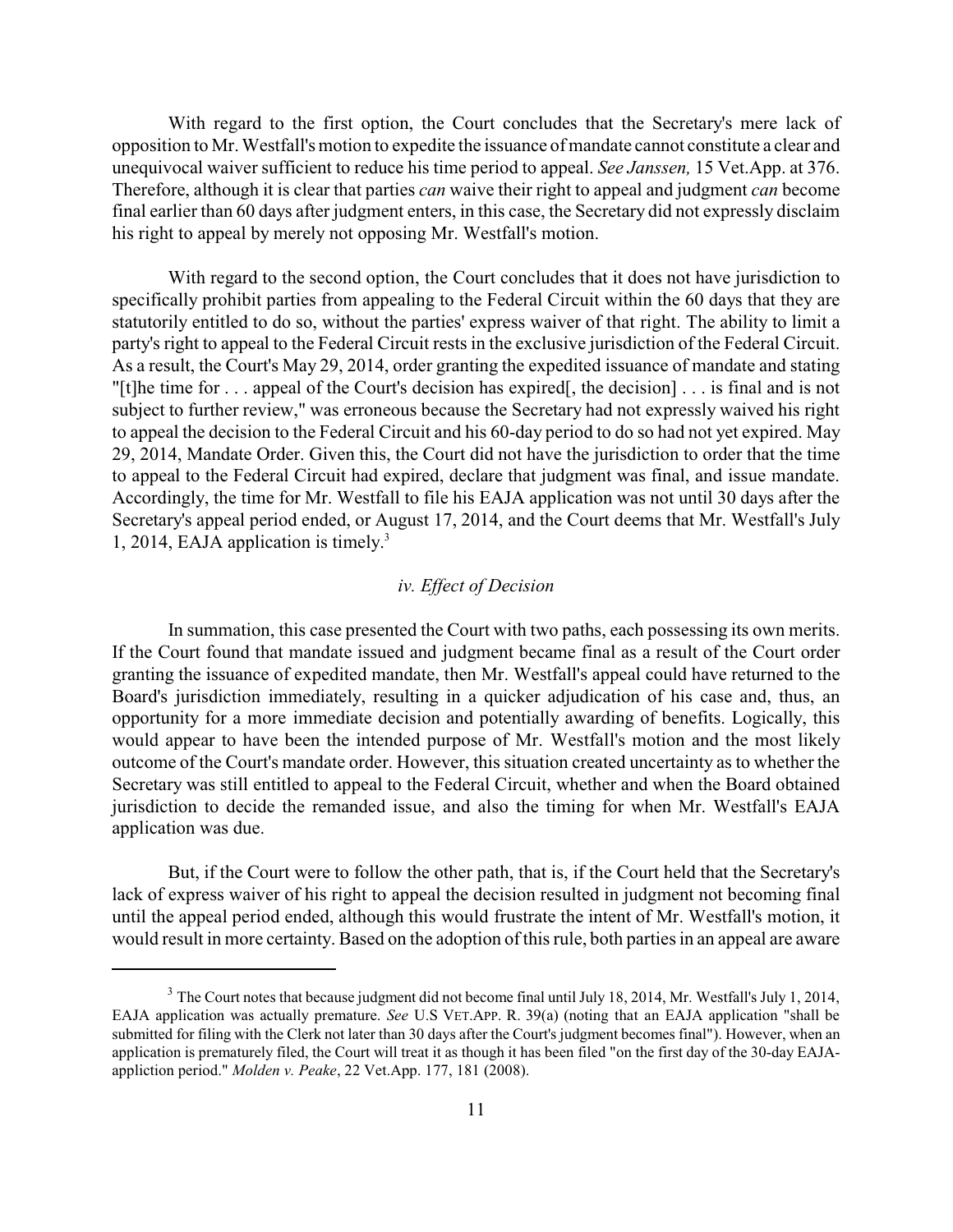With regard to the first option, the Court concludes that the Secretary's mere lack of opposition to Mr. Westfall's motion to expedite the issuance of mandate cannot constitute a clear and unequivocal waiver sufficient to reduce his time period to appeal. *See Janssen,* 15 Vet.App. at 376. Therefore, although it is clear that parties *can* waive their right to appeal and judgment *can* become final earlier than 60 days after judgment enters, in this case, the Secretary did not expressly disclaim his right to appeal by merely not opposing Mr. Westfall's motion.

With regard to the second option, the Court concludes that it does not have jurisdiction to specifically prohibit parties from appealing to the Federal Circuit within the 60 days that they are statutorily entitled to do so, without the parties' express waiver of that right. The ability to limit a party's right to appeal to the Federal Circuit rests in the exclusive jurisdiction of the Federal Circuit. As a result, the Court's May 29, 2014, order granting the expedited issuance of mandate and stating "[t]he time for . . . appeal of the Court's decision has expired[, the decision] . . . is final and is not subject to further review," was erroneous because the Secretary had not expressly waived his right to appeal the decision to the Federal Circuit and his 60-day period to do so had not yet expired. May 29, 2014, Mandate Order. Given this, the Court did not have the jurisdiction to order that the time to appeal to the Federal Circuit had expired, declare that judgment was final, and issue mandate. Accordingly, the time for Mr. Westfall to file his EAJA application was not until 30 days after the Secretary's appeal period ended, or August 17, 2014, and the Court deems that Mr. Westfall's July 1, 2014, EAJA application is timely.[3]

### *iv. Effect of Decision*

In summation, this case presented the Court with two paths, each possessing its own merits. If the Court found that mandate issued and judgment became final as a result of the Court order granting the issuance of expedited mandate, then Mr. Westfall's appeal could have returned to the Board's jurisdiction immediately, resulting in a quicker adjudication of his case and, thus, an opportunity for a more immediate decision and potentially awarding of benefits. Logically, this would appear to have been the intended purpose of Mr. Westfall's motion and the most likely outcome of the Court's mandate order. However, this situation created uncertainty as to whether the Secretary was still entitled to appeal to the Federal Circuit, whether and when the Board obtained jurisdiction to decide the remanded issue, and also the timing for when Mr. Westfall's EAJA application was due.

But, if the Court were to follow the other path, that is, if the Court held that the Secretary's lack of express waiver of his right to appeal the decision resulted in judgment not becoming final until the appeal period ended, although this would frustrate the intent of Mr. Westfall's motion, it would result in more certainty. Based on the adoption of this rule, both parties in an appeal are aware

---

[3] The Court notes that because judgment did not become final until July 18, 2014, Mr. Westfall's July 1, 2014, EAJA application was actually premature. *See* U.S VET.APP. R. 39(a) (noting that an EAJA application "shall be submitted for filing with the Clerk not later than 30 days after the Court's judgment becomes final"). However, when an application is prematurely filed, the Court will treat it as though it has been filed "on the first day of the 30-day EAJA-appliction period." *Molden v. Peake*, 22 Vet.App. 177, 181 (2008).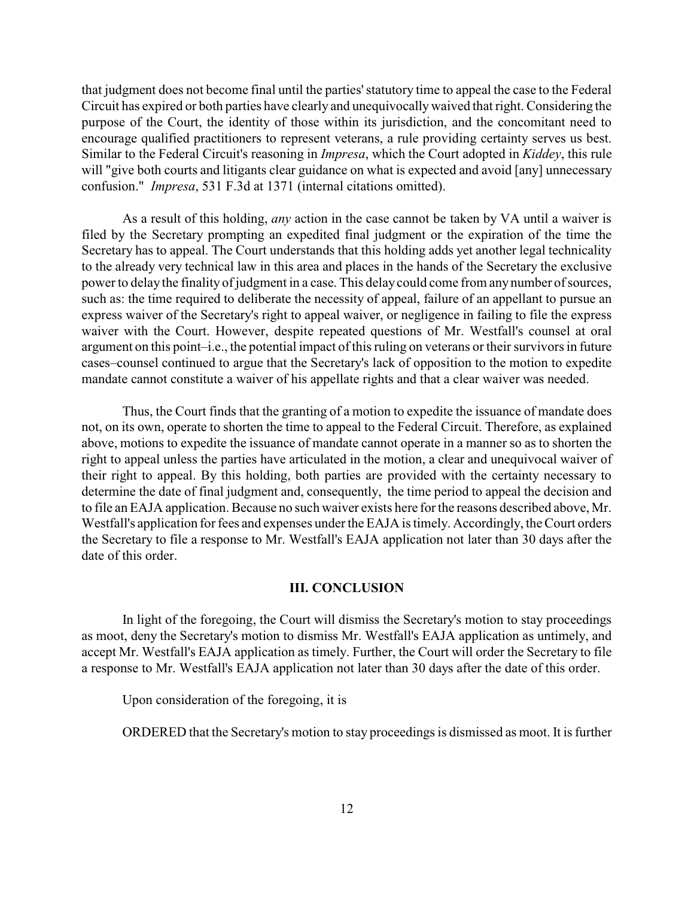that judgment does not become final until the parties' statutory time to appeal the case to the Federal Circuit has expired or both parties have clearly and unequivocally waived that right. Considering the purpose of the Court, the identity of those within its jurisdiction, and the concomitant need to encourage qualified practitioners to represent veterans, a rule providing certainty serves us best. Similar to the Federal Circuit's reasoning in *Impresa*, which the Court adopted in *Kiddey*, this rule will "give both courts and litigants clear guidance on what is expected and avoid [any] unnecessary confusion." *Impresa*, 531 F.3d at 1371 (internal citations omitted).

As a result of this holding, *any* action in the case cannot be taken by VA until a waiver is filed by the Secretary prompting an expedited final judgment or the expiration of the time the Secretary has to appeal. The Court understands that this holding adds yet another legal technicality to the already very technical law in this area and places in the hands of the Secretary the exclusive power to delay the finality of judgment in a case. This delay could come from any number of sources, such as: the time required to deliberate the necessity of appeal, failure of an appellant to pursue an express waiver of the Secretary's right to appeal waiver, or negligence in failing to file the express waiver with the Court. However, despite repeated questions of Mr. Westfall's counsel at oral argument on this point–i.e., the potential impact of this ruling on veterans or their survivors in future cases–counsel continued to argue that the Secretary's lack of opposition to the motion to expedite mandate cannot constitute a waiver of his appellate rights and that a clear waiver was needed.

Thus, the Court finds that the granting of a motion to expedite the issuance of mandate does not, on its own, operate to shorten the time to appeal to the Federal Circuit. Therefore, as explained above, motions to expedite the issuance of mandate cannot operate in a manner so as to shorten the right to appeal unless the parties have articulated in the motion, a clear and unequivocal waiver of their right to appeal. By this holding, both parties are provided with the certainty necessary to determine the date of final judgment and, consequently, the time period to appeal the decision and to file an EAJA application. Because no such waiver exists here for the reasons described above, Mr. Westfall's application for fees and expenses under the EAJA is timely. Accordingly, the Court orders the Secretary to file a response to Mr. Westfall's EAJA application not later than 30 days after the date of this order.

## III. CONCLUSION

In light of the foregoing, the Court will dismiss the Secretary's motion to stay proceedings as moot, deny the Secretary's motion to dismiss Mr. Westfall's EAJA application as untimely, and accept Mr. Westfall's EAJA application as timely. Further, the Court will order the Secretary to file a response to Mr. Westfall's EAJA application not later than 30 days after the date of this order.

Upon consideration of the foregoing, it is

ORDERED that the Secretary's motion to stay proceedings is dismissed as moot. It is further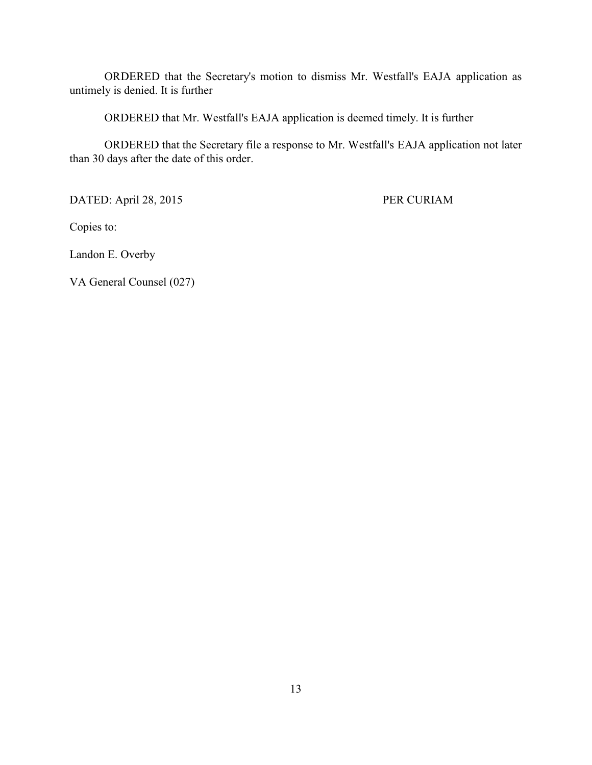ORDERED that the Secretary's motion to dismiss Mr. Westfall's EAJA application as untimely is denied. It is further

ORDERED that Mr. Westfall's EAJA application is deemed timely. It is further

ORDERED that the Secretary file a response to Mr. Westfall's EAJA application not later than 30 days after the date of this order.

DATED: April 28, 2015 PER CURIAM

Copies to:

Landon E. Overby

VA General Counsel (027)